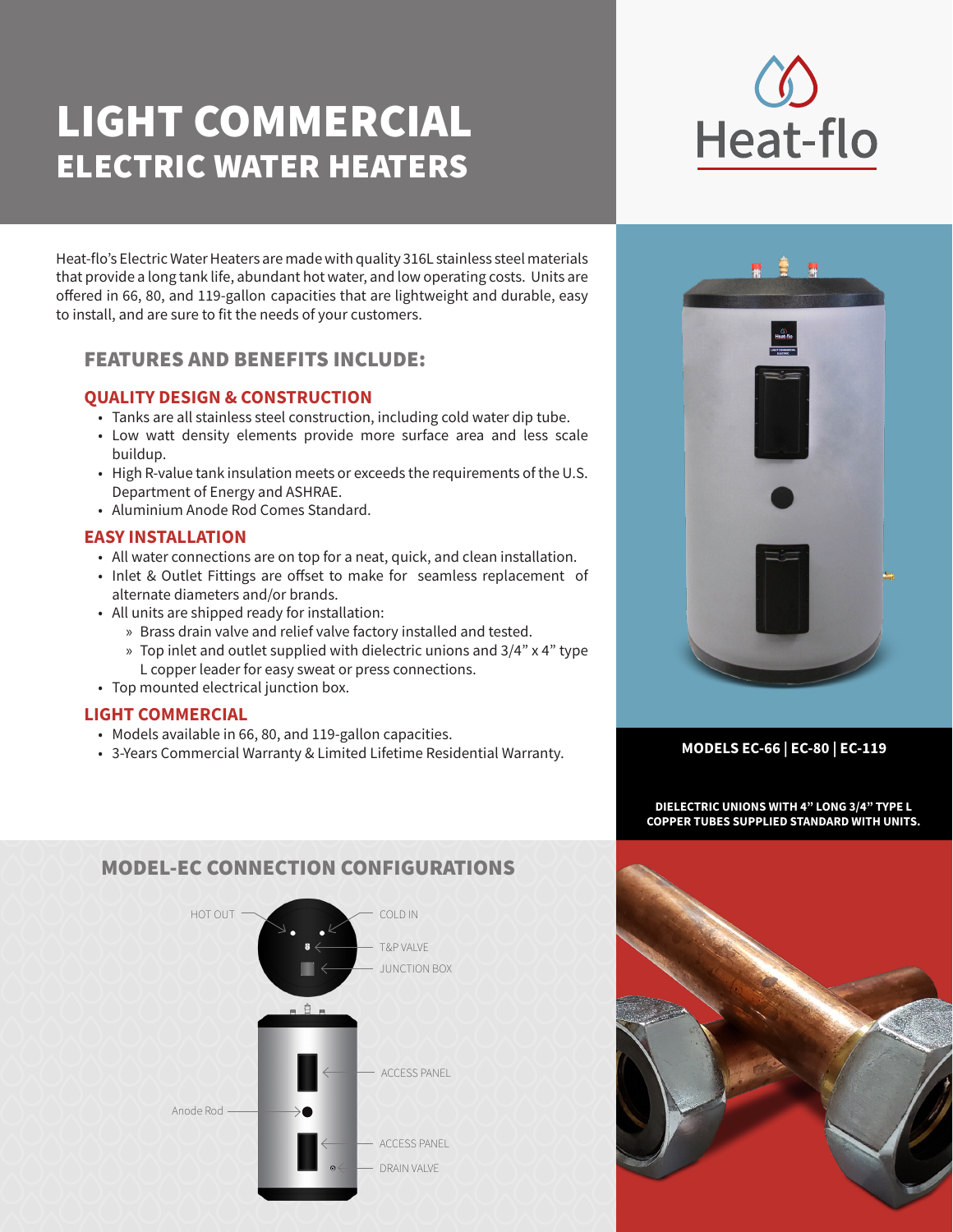# LIGHT COMMERCIAL
## ELECTRIC WATER HEATERS

Heat-flo

Heat-flo's Electric Water Heaters are made with quality 316L stainless steel materials that provide a long tank life, abundant hot water, and low operating costs. Units are offered in 66, 80, and 119-gallon capacities that are lightweight and durable, easy to install, and are sure to fit the needs of your customers.

## FEATURES AND BENEFITS INCLUDE:

### QUALITY DESIGN & CONSTRUCTION

- Tanks are all stainless steel construction, including cold water dip tube.
- Low watt density elements provide more surface area and less scale buildup.
- High R-value tank insulation meets or exceeds the requirements of the U.S. Department of Energy and ASHRAE.
- Aluminium Anode Rod Comes Standard.

### EASY INSTALLATION

- All water connections are on top for a neat, quick, and clean installation.
- Inlet & Outlet Fittings are offset to make for seamless replacement of alternate diameters and/or brands.
- All units are shipped ready for installation:
  - Brass drain valve and relief valve factory installed and tested.
  - Top inlet and outlet supplied with dielectric unions and 3/4" x 4" type L copper leader for easy sweat or press connections.
- Top mounted electrical junction box.

### LIGHT COMMERCIAL

- Models available in 66, 80, and 119-gallon capacities.
- 3-Years Commercial Warranty & Limited Lifetime Residential Warranty.

**MODELS EC-66 | EC-80 | EC-119**

**DIELECTRIC UNIONS WITH 4" LONG 3/4" TYPE L COPPER TUBES SUPPLIED STANDARD WITH UNITS.**

## MODEL-EC CONNECTION CONFIGURATIONS

HOT OUT, COLD IN, T&P VALVE, JUNCTION BOX, ACCESS PANEL, Anode Rod, ACCESS PANEL, DRAIN VALVE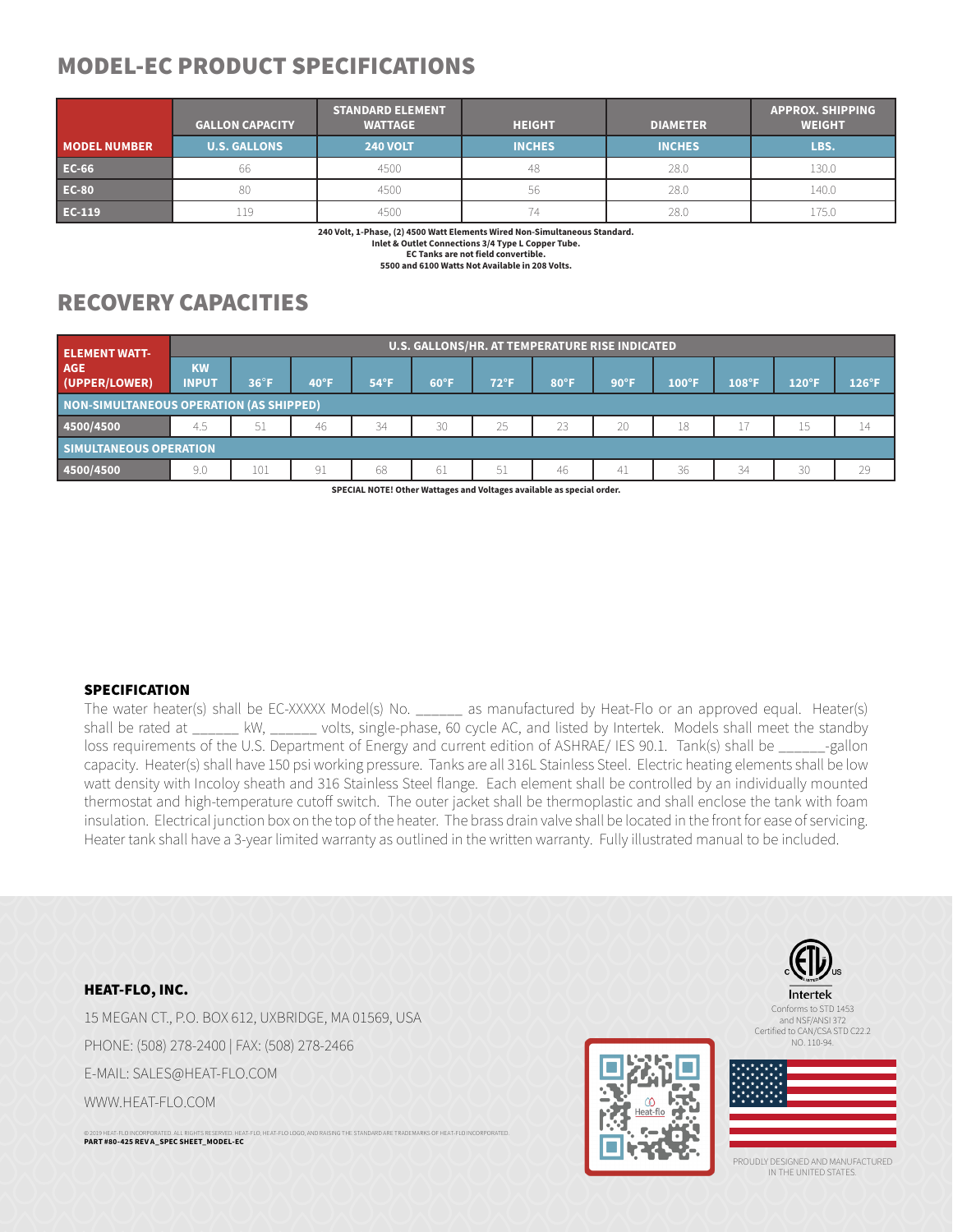## MODEL-EC PRODUCT SPECIFICATIONS

| MODEL NUMBER | GALLON CAPACITY | STANDARD ELEMENT WATTAGE | HEIGHT | DIAMETER | APPROX. SHIPPING WEIGHT |
|---|---|---|---|---|---|
| | U.S. GALLONS | 240 VOLT | INCHES | INCHES | LBS. |
| EC-66 | 66 | 4500 | 48 | 28.0 | 130.0 |
| EC-80 | 80 | 4500 | 56 | 28.0 | 140.0 |
| EC-119 | 119 | 4500 | 74 | 28.0 | 175.0 |

**240 Volt, 1-Phase, (2) 4500 Watt Elements Wired Non-Simultaneous Standard.**
**Inlet & Outlet Connections 3/4 Type L Copper Tube.**
**EC Tanks are not field convertible.**
**5500 and 6100 Watts Not Available in 208 Volts.**

## RECOVERY CAPACITIES

| ELEMENT WATTAGE (UPPER/LOWER) | U.S. GALLONS/HR. AT TEMPERATURE RISE INDICATED | | | | | | | | | | |
|---|---|---|---|---|---|---|---|---|---|---|---|
| | KW INPUT | 36°F | 40°F | 54°F | 60°F | 72°F | 80°F | 90°F | 100°F | 108°F | 120°F | 126°F |
| NON-SIMULTANEOUS OPERATION (AS SHIPPED) | | | | | | | | | | | | |
| 4500/4500 | 4.5 | 51 | 46 | 34 | 30 | 25 | 23 | 20 | 18 | 17 | 15 | 14 |
| SIMULTANEOUS OPERATION | | | | | | | | | | | | |
| 4500/4500 | 9.0 | 101 | 91 | 68 | 61 | 51 | 46 | 41 | 36 | 34 | 30 | 29 |

**SPECIAL NOTE! Other Wattages and Voltages available as special order.**

### SPECIFICATION

The water heater(s) shall be EC-XXXXX Model(s) No. ______ as manufactured by Heat-Flo or an approved equal. Heater(s) shall be rated at ______ kW, ______ volts, single-phase, 60 cycle AC, and listed by Intertek. Models shall meet the standby loss requirements of the U.S. Department of Energy and current edition of ASHRAE/ IES 90.1. Tank(s) shall be ______-gallon capacity. Heater(s) shall have 150 psi working pressure. Tanks are all 316L Stainless Steel. Electric heating elements shall be low watt density with Incoloy sheath and 316 Stainless Steel flange. Each element shall be controlled by an individually mounted thermostat and high-temperature cutoff switch. The outer jacket shall be thermoplastic and shall enclose the tank with foam insulation. Electrical junction box on the top of the heater. The brass drain valve shall be located in the front for ease of servicing. Heater tank shall have a 3-year limited warranty as outlined in the written warranty. Fully illustrated manual to be included.

**HEAT-FLO, INC.**

15 MEGAN CT., P.O. BOX 612, UXBRIDGE, MA 01569, USA

PHONE: (508) 278-2400 | FAX: (508) 278-2466

E-MAIL: SALES@HEAT-FLO.COM

WWW.HEAT-FLO.COM

© 2019 HEAT-FLO INCORPORATED. ALL RIGHTS RESERVED. HEAT-FLO, HEAT-FLO LOGO, AND RAISING THE STANDARD ARE TRADEMARKS OF HEAT-FLO INCORPORATED.
**PART #80-425 REV A_SPEC SHEET_MODEL-EC**

Intertek
Conforms to STD 1453
and NSF/ANSI 372
Certified to CAN/CSA STD C22.2
NO. 110-94.

PROUDLY DESIGNED AND MANUFACTURED
IN THE UNITED STATES.